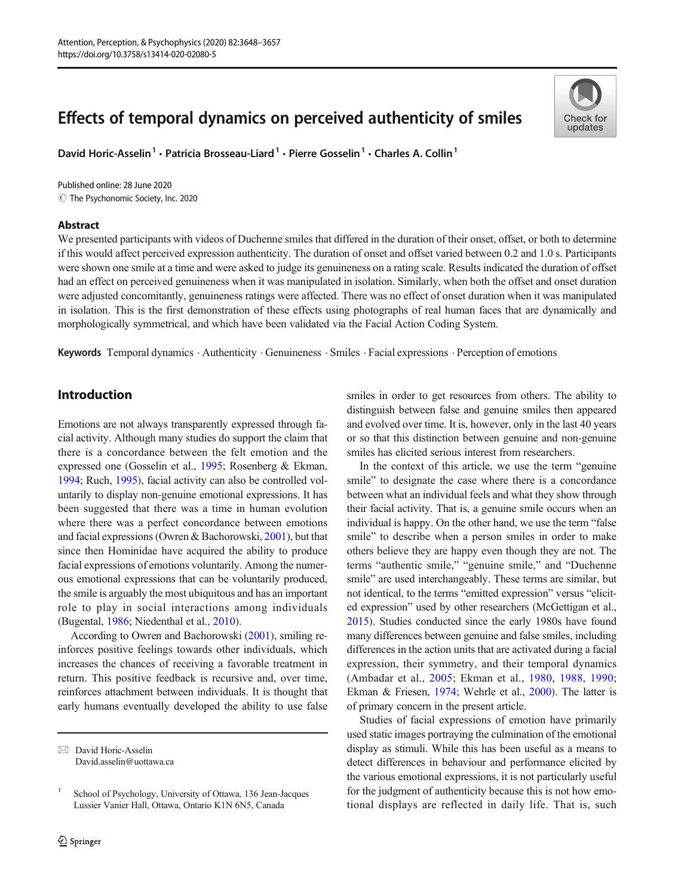# Effects of temporal dynamics on perceived authenticity of smiles

David Horic-Asselin[1] · Patricia Brosseau-Liard[1] · Pierre Gosselin[1] · Charles A. Collin[1]

Published online: 28 June 2020
© The Psychonomic Society, Inc. 2020

## Abstract

We presented participants with videos of Duchenne smiles that differed in the duration of their onset, offset, or both to determine if this would affect perceived expression authenticity. The duration of onset and offset varied between 0.2 and 1.0 s. Participants were shown one smile at a time and were asked to judge its genuineness on a rating scale. Results indicated the duration of offset had an effect on perceived genuineness when it was manipulated in isolation. Similarly, when both the offset and onset duration were adjusted concomitantly, genuineness ratings were affected. There was no effect of onset duration when it was manipulated in isolation. This is the first demonstration of these effects using photographs of real human faces that are dynamically and morphologically symmetrical, and which have been validated via the Facial Action Coding System.

**Keywords** Temporal dynamics · Authenticity · Genuineness · Smiles · Facial expressions · Perception of emotions

## Introduction

Emotions are not always transparently expressed through facial activity. Although many studies do support the claim that there is a concordance between the felt emotion and the expressed one (Gosselin et al., 1995; Rosenberg & Ekman, 1994; Ruch, 1995), facial activity can also be controlled voluntarily to display non-genuine emotional expressions. It has been suggested that there was a time in human evolution where there was a perfect concordance between emotions and facial expressions (Owren & Bachorowski, 2001), but that since then Hominidae have acquired the ability to produce facial expressions of emotions voluntarily. Among the numerous emotional expressions that can be voluntarily produced, the smile is arguably the most ubiquitous and has an important role to play in social interactions among individuals (Bugental, 1986; Niedenthal et al., 2010).

According to Owren and Bachorowski (2001), smiling reinforces positive feelings towards other individuals, which increases the chances of receiving a favorable treatment in return. This positive feedback is recursive and, over time, reinforces attachment between individuals. It is thought that early humans eventually developed the ability to use false smiles in order to get resources from others. The ability to distinguish between false and genuine smiles then appeared and evolved over time. It is, however, only in the last 40 years or so that this distinction between genuine and non-genuine smiles has elicited serious interest from researchers.

In the context of this article, we use the term "genuine smile" to designate the case where there is a concordance between what an individual feels and what they show through their facial activity. That is, a genuine smile occurs when an individual is happy. On the other hand, we use the term "false smile" to describe when a person smiles in order to make others believe they are happy even though they are not. The terms "authentic smile," "genuine smile," and "Duchenne smile" are used interchangeably. These terms are similar, but not identical, to the terms "emitted expression" versus "elicited expression" used by other researchers (McGettigan et al., 2015). Studies conducted since the early 1980s have found many differences between genuine and false smiles, including differences in the action units that are activated during a facial expression, their symmetry, and their temporal dynamics (Ambadar et al., 2005; Ekman et al., 1980, 1988, 1990; Ekman & Friesen, 1974; Wehrle et al., 2000). The latter is of primary concern in the present article.

Studies of facial expressions of emotion have primarily used static images portraying the culmination of the emotional display as stimuli. While this has been useful as a means to detect differences in behaviour and performance elicited by the various emotional expressions, it is not particularly useful for the judgment of authenticity because this is not how emotional displays are reflected in daily life. That is, such

---

✉ David Horic-Asselin
David.asselin@uottawa.ca

[1] School of Psychology, University of Ottawa, 136 Jean-Jacques Lussier Vanier Hall, Ottawa, Ontario K1N 6N5, Canada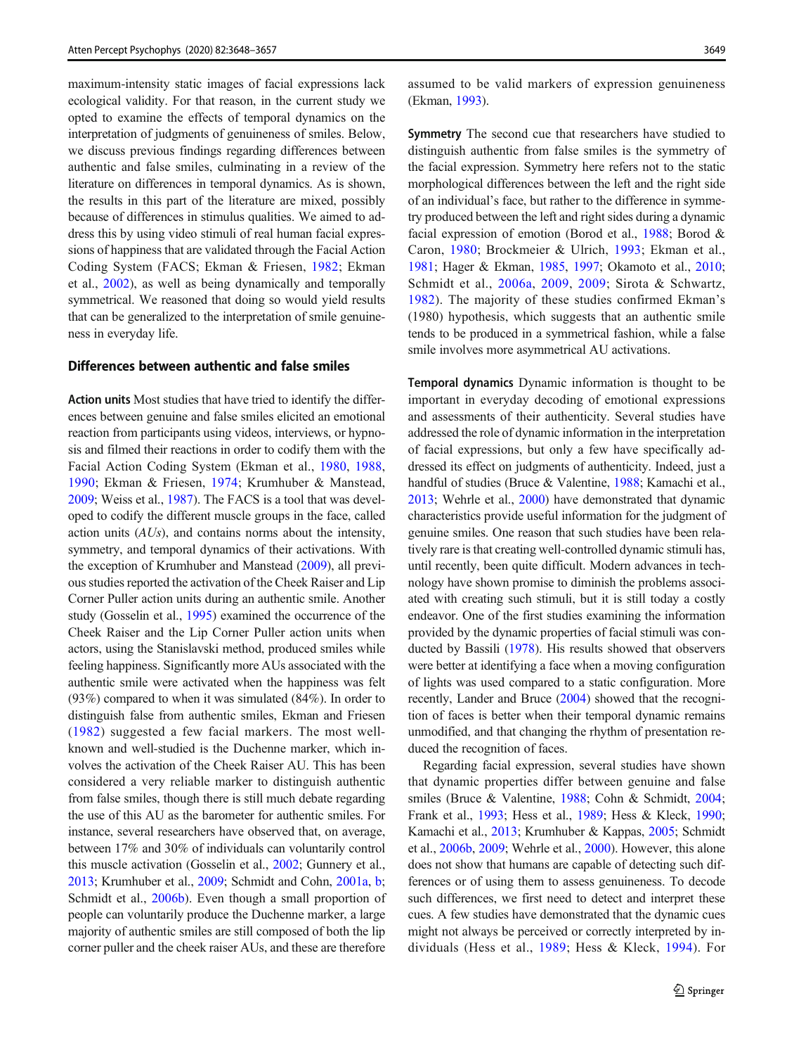maximum-intensity static images of facial expressions lack ecological validity. For that reason, in the current study we opted to examine the effects of temporal dynamics on the interpretation of judgments of genuineness of smiles. Below, we discuss previous findings regarding differences between authentic and false smiles, culminating in a review of the literature on differences in temporal dynamics. As is shown, the results in this part of the literature are mixed, possibly because of differences in stimulus qualities. We aimed to address this by using video stimuli of real human facial expressions of happiness that are validated through the Facial Action Coding System (FACS; Ekman & Friesen, 1982; Ekman et al., 2002), as well as being dynamically and temporally symmetrical. We reasoned that doing so would yield results that can be generalized to the interpretation of smile genuineness in everyday life.

### Differences between authentic and false smiles

**Action units** Most studies that have tried to identify the differences between genuine and false smiles elicited an emotional reaction from participants using videos, interviews, or hypnosis and filmed their reactions in order to codify them with the Facial Action Coding System (Ekman et al., 1980, 1988, 1990; Ekman & Friesen, 1974; Krumhuber & Manstead, 2009; Weiss et al., 1987). The FACS is a tool that was developed to codify the different muscle groups in the face, called action units (*AUs*), and contains norms about the intensity, symmetry, and temporal dynamics of their activations. With the exception of Krumhuber and Manstead (2009), all previous studies reported the activation of the Cheek Raiser and Lip Corner Puller action units during an authentic smile. Another study (Gosselin et al., 1995) examined the occurrence of the Cheek Raiser and the Lip Corner Puller action units when actors, using the Stanislavski method, produced smiles while feeling happiness. Significantly more AUs associated with the authentic smile were activated when the happiness was felt (93%) compared to when it was simulated (84%). In order to distinguish false from authentic smiles, Ekman and Friesen (1982) suggested a few facial markers. The most well-known and well-studied is the Duchenne marker, which involves the activation of the Cheek Raiser AU. This has been considered a very reliable marker to distinguish authentic from false smiles, though there is still much debate regarding the use of this AU as the barometer for authentic smiles. For instance, several researchers have observed that, on average, between 17% and 30% of individuals can voluntarily control this muscle activation (Gosselin et al., 2002; Gunnery et al., 2013; Krumhuber et al., 2009; Schmidt and Cohn, 2001a, b; Schmidt et al., 2006b). Even though a small proportion of people can voluntarily produce the Duchenne marker, a large majority of authentic smiles are still composed of both the lip corner puller and the cheek raiser AUs, and these are therefore assumed to be valid markers of expression genuineness (Ekman, 1993).

**Symmetry** The second cue that researchers have studied to distinguish authentic from false smiles is the symmetry of the facial expression. Symmetry here refers not to the static morphological differences between the left and the right side of an individual's face, but rather to the difference in symmetry produced between the left and right sides during a dynamic facial expression of emotion (Borod et al., 1988; Borod & Caron, 1980; Brockmeier & Ulrich, 1993; Ekman et al., 1981; Hager & Ekman, 1985, 1997; Okamoto et al., 2010; Schmidt et al., 2006a, 2009, 2009; Sirota & Schwartz, 1982). The majority of these studies confirmed Ekman's (1980) hypothesis, which suggests that an authentic smile tends to be produced in a symmetrical fashion, while a false smile involves more asymmetrical AU activations.

**Temporal dynamics** Dynamic information is thought to be important in everyday decoding of emotional expressions and assessments of their authenticity. Several studies have addressed the role of dynamic information in the interpretation of facial expressions, but only a few have specifically addressed its effect on judgments of authenticity. Indeed, just a handful of studies (Bruce & Valentine, 1988; Kamachi et al., 2013; Wehrle et al., 2000) have demonstrated that dynamic characteristics provide useful information for the judgment of genuine smiles. One reason that such studies have been relatively rare is that creating well-controlled dynamic stimuli has, until recently, been quite difficult. Modern advances in technology have shown promise to diminish the problems associated with creating such stimuli, but it is still today a costly endeavor. One of the first studies examining the information provided by the dynamic properties of facial stimuli was conducted by Bassili (1978). His results showed that observers were better at identifying a face when a moving configuration of lights was used compared to a static configuration. More recently, Lander and Bruce (2004) showed that the recognition of faces is better when their temporal dynamic remains unmodified, and that changing the rhythm of presentation reduced the recognition of faces.

Regarding facial expression, several studies have shown that dynamic properties differ between genuine and false smiles (Bruce & Valentine, 1988; Cohn & Schmidt, 2004; Frank et al., 1993; Hess et al., 1989; Hess & Kleck, 1990; Kamachi et al., 2013; Krumhuber & Kappas, 2005; Schmidt et al., 2006b, 2009; Wehrle et al., 2000). However, this alone does not show that humans are capable of detecting such differences or of using them to assess genuineness. To decode such differences, we first need to detect and interpret these cues. A few studies have demonstrated that the dynamic cues might not always be perceived or correctly interpreted by individuals (Hess et al., 1989; Hess & Kleck, 1994). For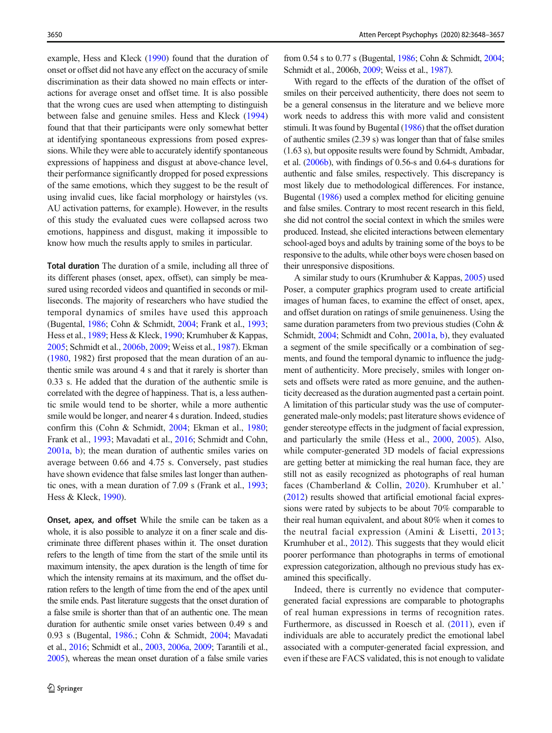example, Hess and Kleck (1990) found that the duration of onset or offset did not have any effect on the accuracy of smile discrimination as their data showed no main effects or interactions for average onset and offset time. It is also possible that the wrong cues are used when attempting to distinguish between false and genuine smiles. Hess and Kleck (1994) found that that their participants were only somewhat better at identifying spontaneous expressions from posed expressions. While they were able to accurately identify spontaneous expressions of happiness and disgust at above-chance level, their performance significantly dropped for posed expressions of the same emotions, which they suggest to be the result of using invalid cues, like facial morphology or hairstyles (vs. AU activation patterns, for example). However, in the results of this study the evaluated cues were collapsed across two emotions, happiness and disgust, making it impossible to know how much the results apply to smiles in particular.

**Total duration** The duration of a smile, including all three of its different phases (onset, apex, offset), can simply be measured using recorded videos and quantified in seconds or milliseconds. The majority of researchers who have studied the temporal dynamics of smiles have used this approach (Bugental, 1986; Cohn & Schmidt, 2004; Frank et al., 1993; Hess et al., 1989; Hess & Kleck, 1990; Krumhuber & Kappas, 2005; Schmidt et al., 2006b, 2009; Weiss et al., 1987). Ekman (1980, 1982) first proposed that the mean duration of an authentic smile was around 4 s and that it rarely is shorter than 0.33 s. He added that the duration of the authentic smile is correlated with the degree of happiness. That is, a less authentic smile would tend to be shorter, while a more authentic smile would be longer, and nearer 4 s duration. Indeed, studies confirm this (Cohn & Schmidt, 2004; Ekman et al., 1980; Frank et al., 1993; Mavadati et al., 2016; Schmidt and Cohn, 2001a, b); the mean duration of authentic smiles varies on average between 0.66 and 4.75 s. Conversely, past studies have shown evidence that false smiles last longer than authentic ones, with a mean duration of 7.09 s (Frank et al., 1993; Hess & Kleck, 1990).

**Onset, apex, and offset** While the smile can be taken as a whole, it is also possible to analyze it on a finer scale and discriminate three different phases within it. The onset duration refers to the length of time from the start of the smile until its maximum intensity, the apex duration is the length of time for which the intensity remains at its maximum, and the offset duration refers to the length of time from the end of the apex until the smile ends. Past literature suggests that the onset duration of a false smile is shorter than that of an authentic one. The mean duration for authentic smile onset varies between 0.49 s and 0.93 s (Bugental, 1986.; Cohn & Schmidt, 2004; Mavadati et al., 2016; Schmidt et al., 2003, 2006a, 2009; Tarantili et al., 2005), whereas the mean onset duration of a false smile varies from 0.54 s to 0.77 s (Bugental, 1986; Cohn & Schmidt, 2004; Schmidt et al., 2006b, 2009; Weiss et al., 1987).

With regard to the effects of the duration of the offset of smiles on their perceived authenticity, there does not seem to be a general consensus in the literature and we believe more work needs to address this with more valid and consistent stimuli. It was found by Bugental (1986) that the offset duration of authentic smiles (2.39 s) was longer than that of false smiles (1.63 s), but opposite results were found by Schmidt, Ambadar, et al. (2006b), with findings of 0.56-s and 0.64-s durations for authentic and false smiles, respectively. This discrepancy is most likely due to methodological differences. For instance, Bugental (1986) used a complex method for eliciting genuine and false smiles. Contrary to most recent research in this field, she did not control the social context in which the smiles were produced. Instead, she elicited interactions between elementary school-aged boys and adults by training some of the boys to be responsive to the adults, while other boys were chosen based on their unresponsive dispositions.

A similar study to ours (Krumhuber & Kappas, 2005) used Poser, a computer graphics program used to create artificial images of human faces, to examine the effect of onset, apex, and offset duration on ratings of smile genuineness. Using the same duration parameters from two previous studies (Cohn & Schmidt, 2004; Schmidt and Cohn, 2001a, b), they evaluated a segment of the smile specifically or a combination of segments, and found the temporal dynamic to influence the judgment of authenticity. More precisely, smiles with longer onsets and offsets were rated as more genuine, and the authenticity decreased as the duration augmented past a certain point. A limitation of this particular study was the use of computer-generated male-only models; past literature shows evidence of gender stereotype effects in the judgment of facial expression, and particularly the smile (Hess et al., 2000, 2005). Also, while computer-generated 3D models of facial expressions are getting better at mimicking the real human face, they are still not as easily recognized as photographs of real human faces (Chamberland & Collin, 2020). Krumhuber et al.' (2012) results showed that artificial emotional facial expressions were rated by subjects to be about 70% comparable to their real human equivalent, and about 80% when it comes to the neutral facial expression (Amini & Lisetti, 2013; Krumhuber et al., 2012). This suggests that they would elicit poorer performance than photographs in terms of emotional expression categorization, although no previous study has examined this specifically.

Indeed, there is currently no evidence that computer-generated facial expressions are comparable to photographs of real human expressions in terms of recognition rates. Furthermore, as discussed in Roesch et al. (2011), even if individuals are able to accurately predict the emotional label associated with a computer-generated facial expression, and even if these are FACS validated, this is not enough to validate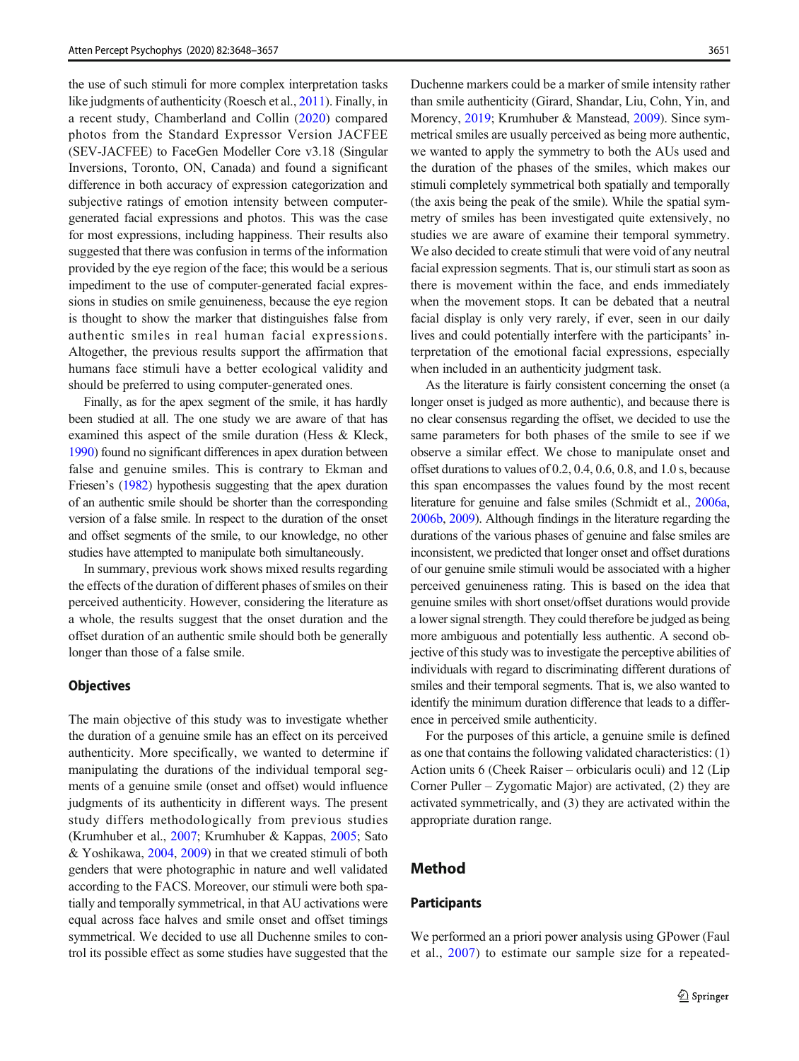the use of such stimuli for more complex interpretation tasks like judgments of authenticity (Roesch et al., 2011). Finally, in a recent study, Chamberland and Collin (2020) compared photos from the Standard Expressor Version JACFEE (SEV-JACFEE) to FaceGen Modeller Core v3.18 (Singular Inversions, Toronto, ON, Canada) and found a significant difference in both accuracy of expression categorization and subjective ratings of emotion intensity between computer-generated facial expressions and photos. This was the case for most expressions, including happiness. Their results also suggested that there was confusion in terms of the information provided by the eye region of the face; this would be a serious impediment to the use of computer-generated facial expressions in studies on smile genuineness, because the eye region is thought to show the marker that distinguishes false from authentic smiles in real human facial expressions. Altogether, the previous results support the affirmation that humans face stimuli have a better ecological validity and should be preferred to using computer-generated ones.

Finally, as for the apex segment of the smile, it has hardly been studied at all. The one study we are aware of that has examined this aspect of the smile duration (Hess & Kleck, 1990) found no significant differences in apex duration between false and genuine smiles. This is contrary to Ekman and Friesen's (1982) hypothesis suggesting that the apex duration of an authentic smile should be shorter than the corresponding version of a false smile. In respect to the duration of the onset and offset segments of the smile, to our knowledge, no other studies have attempted to manipulate both simultaneously.

In summary, previous work shows mixed results regarding the effects of the duration of different phases of smiles on their perceived authenticity. However, considering the literature as a whole, the results suggest that the onset duration and the offset duration of an authentic smile should both be generally longer than those of a false smile.

## Objectives

The main objective of this study was to investigate whether the duration of a genuine smile has an effect on its perceived authenticity. More specifically, we wanted to determine if manipulating the durations of the individual temporal segments of a genuine smile (onset and offset) would influence judgments of its authenticity in different ways. The present study differs methodologically from previous studies (Krumhuber et al., 2007; Krumhuber & Kappas, 2005; Sato & Yoshikawa, 2004, 2009) in that we created stimuli of both genders that were photographic in nature and well validated according to the FACS. Moreover, our stimuli were both spatially and temporally symmetrical, in that AU activations were equal across face halves and smile onset and offset timings symmetrical. We decided to use all Duchenne smiles to control its possible effect as some studies have suggested that the Duchenne markers could be a marker of smile intensity rather than smile authenticity (Girard, Shandar, Liu, Cohn, Yin, and Morency, 2019; Krumhuber & Manstead, 2009). Since symmetrical smiles are usually perceived as being more authentic, we wanted to apply the symmetry to both the AUs used and the duration of the phases of the smiles, which makes our stimuli completely symmetrical both spatially and temporally (the axis being the peak of the smile). While the spatial symmetry of smiles has been investigated quite extensively, no studies we are aware of examine their temporal symmetry. We also decided to create stimuli that were void of any neutral facial expression segments. That is, our stimuli start as soon as there is movement within the face, and ends immediately when the movement stops. It can be debated that a neutral facial display is only very rarely, if ever, seen in our daily lives and could potentially interfere with the participants' interpretation of the emotional facial expressions, especially when included in an authenticity judgment task.

As the literature is fairly consistent concerning the onset (a longer onset is judged as more authentic), and because there is no clear consensus regarding the offset, we decided to use the same parameters for both phases of the smile to see if we observe a similar effect. We chose to manipulate onset and offset durations to values of 0.2, 0.4, 0.6, 0.8, and 1.0 s, because this span encompasses the values found by the most recent literature for genuine and false smiles (Schmidt et al., 2006a, 2006b, 2009). Although findings in the literature regarding the durations of the various phases of genuine and false smiles are inconsistent, we predicted that longer onset and offset durations of our genuine smile stimuli would be associated with a higher perceived genuineness rating. This is based on the idea that genuine smiles with short onset/offset durations would provide a lower signal strength. They could therefore be judged as being more ambiguous and potentially less authentic. A second objective of this study was to investigate the perceptive abilities of individuals with regard to discriminating different durations of smiles and their temporal segments. That is, we also wanted to identify the minimum duration difference that leads to a difference in perceived smile authenticity.

For the purposes of this article, a genuine smile is defined as one that contains the following validated characteristics: (1) Action units 6 (Cheek Raiser – orbicularis oculi) and 12 (Lip Corner Puller – Zygomatic Major) are activated, (2) they are activated symmetrically, and (3) they are activated within the appropriate duration range.

# Method

## Participants

We performed an a priori power analysis using GPower (Faul et al., 2007) to estimate our sample size for a repeated-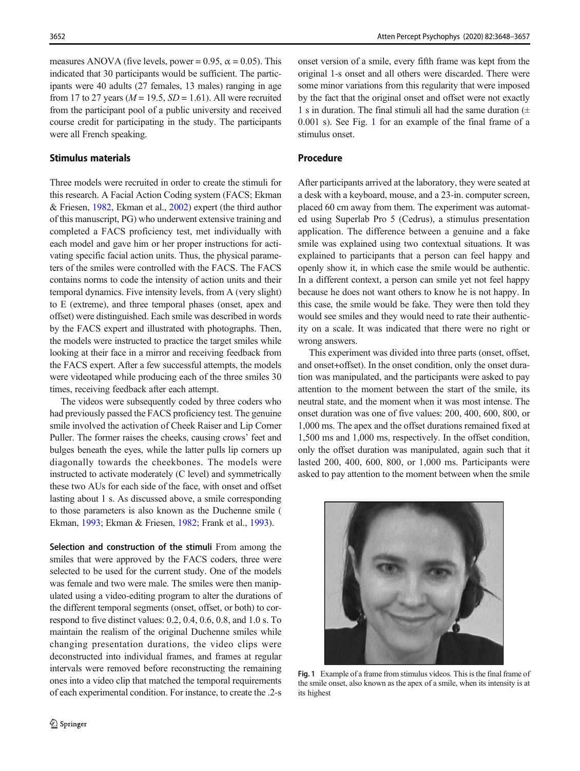measures ANOVA (five levels, power = 0.95, $\alpha = 0.05$). This indicated that 30 participants would be sufficient. The participants were 40 adults (27 females, 13 males) ranging in age from 17 to 27 years ($M = 19.5$, $SD = 1.61$). All were recruited from the participant pool of a public university and received course credit for participating in the study. The participants were all French speaking.

### Stimulus materials

Three models were recruited in order to create the stimuli for this research. A Facial Action Coding system (FACS; Ekman & Friesen, 1982, Ekman et al., 2002) expert (the third author of this manuscript, PG) who underwent extensive training and completed a FACS proficiency test, met individually with each model and gave him or her proper instructions for activating specific facial action units. Thus, the physical parameters of the smiles were controlled with the FACS. The FACS contains norms to code the intensity of action units and their temporal dynamics. Five intensity levels, from A (very slight) to E (extreme), and three temporal phases (onset, apex and offset) were distinguished. Each smile was described in words by the FACS expert and illustrated with photographs. Then, the models were instructed to practice the target smiles while looking at their face in a mirror and receiving feedback from the FACS expert. After a few successful attempts, the models were videotaped while producing each of the three smiles 30 times, receiving feedback after each attempt.

The videos were subsequently coded by three coders who had previously passed the FACS proficiency test. The genuine smile involved the activation of Cheek Raiser and Lip Corner Puller. The former raises the cheeks, causing crows' feet and bulges beneath the eyes, while the latter pulls lip corners up diagonally towards the cheekbones. The models were instructed to activate moderately (C level) and symmetrically these two AUs for each side of the face, with onset and offset lasting about 1 s. As discussed above, a smile corresponding to those parameters is also known as the Duchenne smile ( Ekman, 1993; Ekman & Friesen, 1982; Frank et al., 1993).

**Selection and construction of the stimuli** From among the smiles that were approved by the FACS coders, three were selected to be used for the current study. One of the models was female and two were male. The smiles were then manipulated using a video-editing program to alter the durations of the different temporal segments (onset, offset, or both) to correspond to five distinct values: 0.2, 0.4, 0.6, 0.8, and 1.0 s. To maintain the realism of the original Duchenne smiles while changing presentation durations, the video clips were deconstructed into individual frames, and frames at regular intervals were removed before reconstructing the remaining ones into a video clip that matched the temporal requirements of each experimental condition. For instance, to create the .2-s onset version of a smile, every fifth frame was kept from the original 1-s onset and all others were discarded. There were some minor variations from this regularity that were imposed by the fact that the original onset and offset were not exactly 1 s in duration. The final stimuli all had the same duration (± 0.001 s). See Fig. 1 for an example of the final frame of a stimulus onset.

### Procedure

After participants arrived at the laboratory, they were seated at a desk with a keyboard, mouse, and a 23-in. computer screen, placed 60 cm away from them. The experiment was automated using Superlab Pro 5 (Cedrus), a stimulus presentation application. The difference between a genuine and a fake smile was explained using two contextual situations. It was explained to participants that a person can feel happy and openly show it, in which case the smile would be authentic. In a different context, a person can smile yet not feel happy because he does not want others to know he is not happy. In this case, the smile would be fake. They were then told they would see smiles and they would need to rate their authenticity on a scale. It was indicated that there were no right or wrong answers.

This experiment was divided into three parts (onset, offset, and onset+offset). In the onset condition, only the onset duration was manipulated, and the participants were asked to pay attention to the moment between the start of the smile, its neutral state, and the moment when it was most intense. The onset duration was one of five values: 200, 400, 600, 800, or 1,000 ms. The apex and the offset durations remained fixed at 1,500 ms and 1,000 ms, respectively. In the offset condition, only the offset duration was manipulated, again such that it lasted 200, 400, 600, 800, or 1,000 ms. Participants were asked to pay attention to the moment between when the smile

Fig. 1 Example of a frame from stimulus videos. This is the final frame of the smile onset, also known as the apex of a smile, when its intensity is at its highest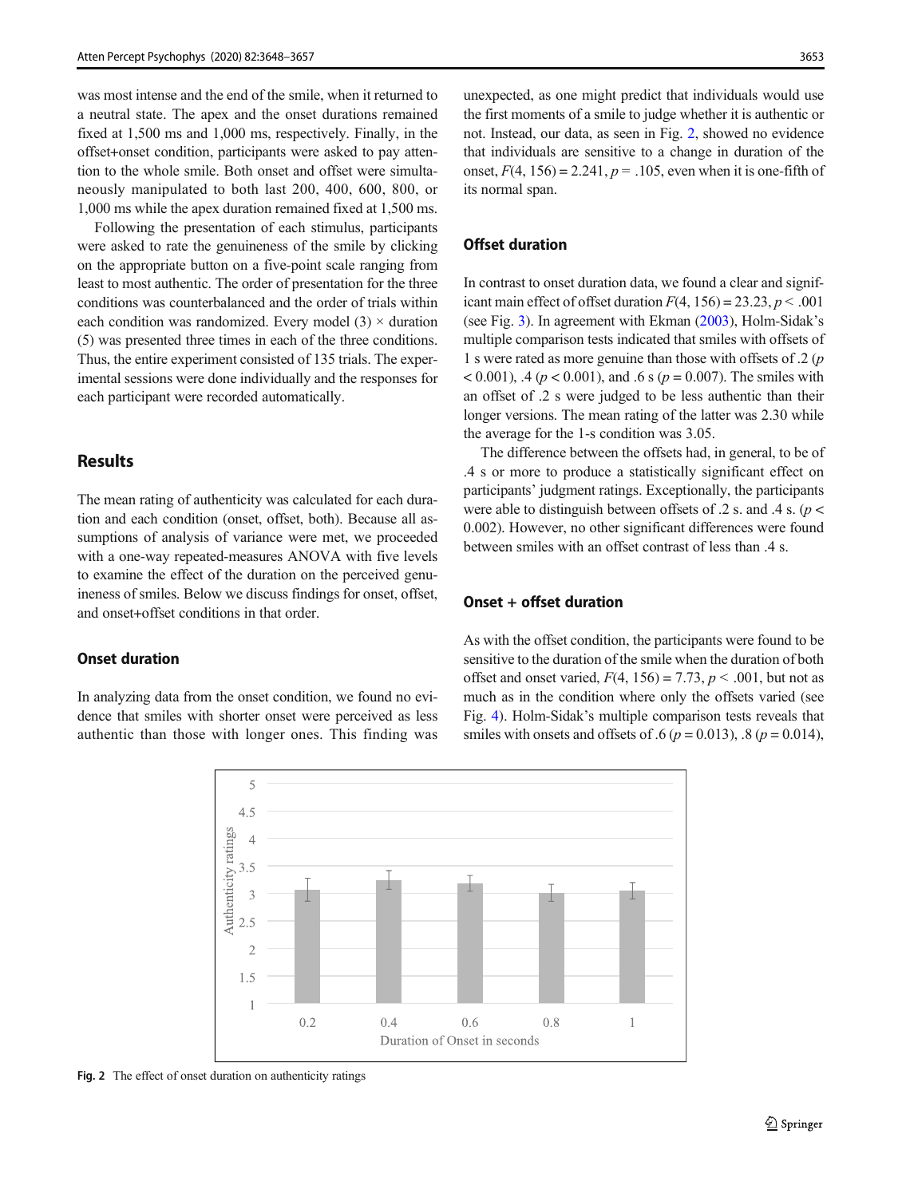was most intense and the end of the smile, when it returned to a neutral state. The apex and the onset durations remained fixed at 1,500 ms and 1,000 ms, respectively. Finally, in the offset+onset condition, participants were asked to pay attention to the whole smile. Both onset and offset were simultaneously manipulated to both last 200, 400, 600, 800, or 1,000 ms while the apex duration remained fixed at 1,500 ms.

Following the presentation of each stimulus, participants were asked to rate the genuineness of the smile by clicking on the appropriate button on a five-point scale ranging from least to most authentic. The order of presentation for the three conditions was counterbalanced and the order of trials within each condition was randomized. Every model (3) × duration (5) was presented three times in each of the three conditions. Thus, the entire experiment consisted of 135 trials. The experimental sessions were done individually and the responses for each participant were recorded automatically.

## Results

The mean rating of authenticity was calculated for each duration and each condition (onset, offset, both). Because all assumptions of analysis of variance were met, we proceeded with a one-way repeated-measures ANOVA with five levels to examine the effect of the duration on the perceived genuineness of smiles. Below we discuss findings for onset, offset, and onset+offset conditions in that order.

### Onset duration

In analyzing data from the onset condition, we found no evidence that smiles with shorter onset were perceived as less authentic than those with longer ones. This finding was unexpected, as one might predict that individuals would use the first moments of a smile to judge whether it is authentic or not. Instead, our data, as seen in Fig. 2, showed no evidence that individuals are sensitive to a change in duration of the onset, $F(4, 156) = 2.241$, $p = .105$, even when it is one-fifth of its normal span.

### Offset duration

In contrast to onset duration data, we found a clear and significant main effect of offset duration $F(4, 156) = 23.23$, $p < .001$ (see Fig. 3). In agreement with Ekman (2003), Holm-Sidak's multiple comparison tests indicated that smiles with offsets of 1 s were rated as more genuine than those with offsets of .2 ($p < 0.001$), .4 ($p < 0.001$), and .6 s ($p = 0.007$). The smiles with an offset of .2 s were judged to be less authentic than their longer versions. The mean rating of the latter was 2.30 while the average for the 1-s condition was 3.05.

The difference between the offsets had, in general, to be of .4 s or more to produce a statistically significant effect on participants' judgment ratings. Exceptionally, the participants were able to distinguish between offsets of .2 s. and .4 s. ($p < 0.002$). However, no other significant differences were found between smiles with an offset contrast of less than .4 s.

### Onset + offset duration

As with the offset condition, the participants were found to be sensitive to the duration of the smile when the duration of both offset and onset varied, $F(4, 156) = 7.73$, $p < .001$, but not as much as in the condition where only the offsets varied (see Fig. 4). Holm-Sidak's multiple comparison tests reveals that smiles with onsets and offsets of .6 ($p = 0.013$), .8 ($p = 0.014$),

Fig. 2 The effect of onset duration on authenticity ratings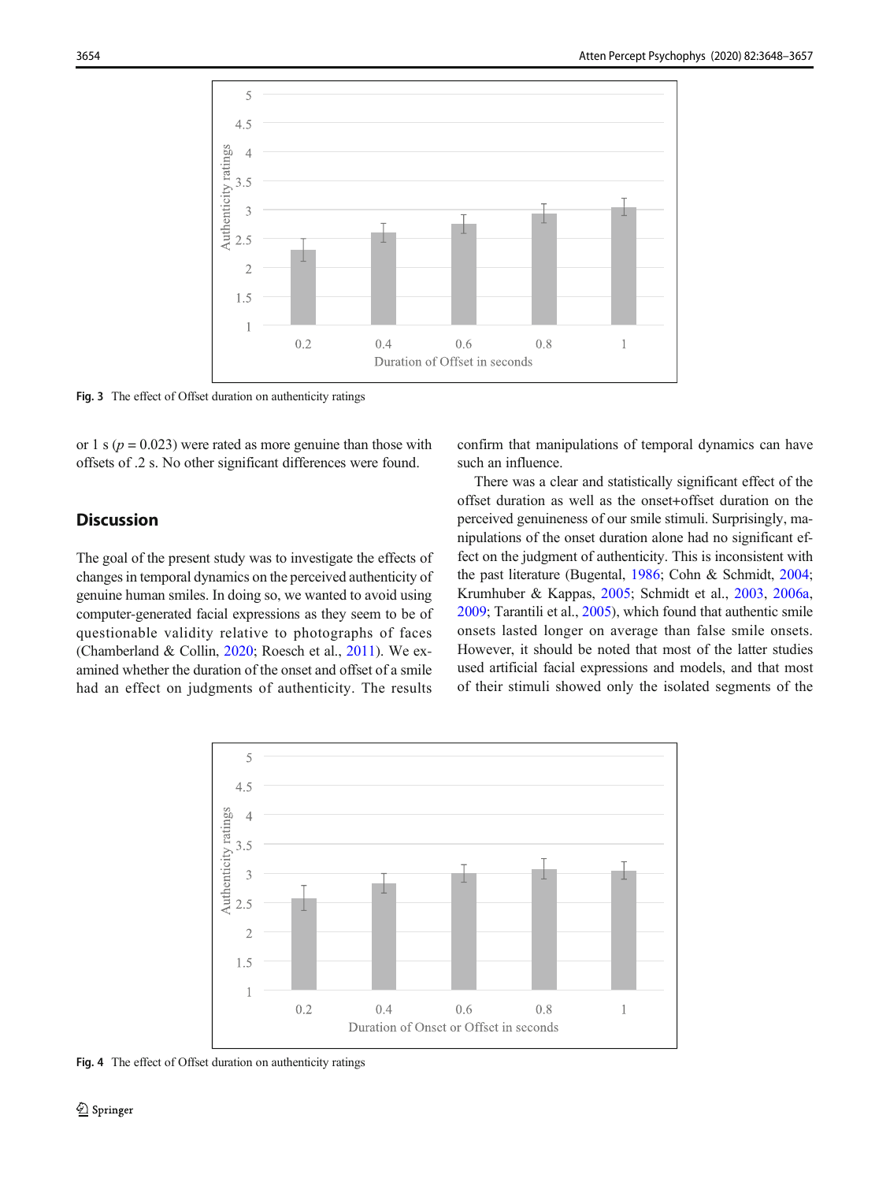Fig. 3 The effect of Offset duration on authenticity ratings

or 1 s ($p = 0.023$) were rated as more genuine than those with offsets of .2 s. No other significant differences were found.

## Discussion

The goal of the present study was to investigate the effects of changes in temporal dynamics on the perceived authenticity of genuine human smiles. In doing so, we wanted to avoid using computer-generated facial expressions as they seem to be of questionable validity relative to photographs of faces (Chamberland & Collin, 2020; Roesch et al., 2011). We examined whether the duration of the onset and offset of a smile had an effect on judgments of authenticity. The results confirm that manipulations of temporal dynamics can have such an influence.

There was a clear and statistically significant effect of the offset duration as well as the onset+offset duration on the perceived genuineness of our smile stimuli. Surprisingly, manipulations of the onset duration alone had no significant effect on the judgment of authenticity. This is inconsistent with the past literature (Bugental, 1986; Cohn & Schmidt, 2004; Krumhuber & Kappas, 2005; Schmidt et al., 2003, 2006a, 2009; Tarantili et al., 2005), which found that authentic smile onsets lasted longer on average than false smile onsets. However, it should be noted that most of the latter studies used artificial facial expressions and models, and that most of their stimuli showed only the isolated segments of the

Fig. 4 The effect of Offset duration on authenticity ratings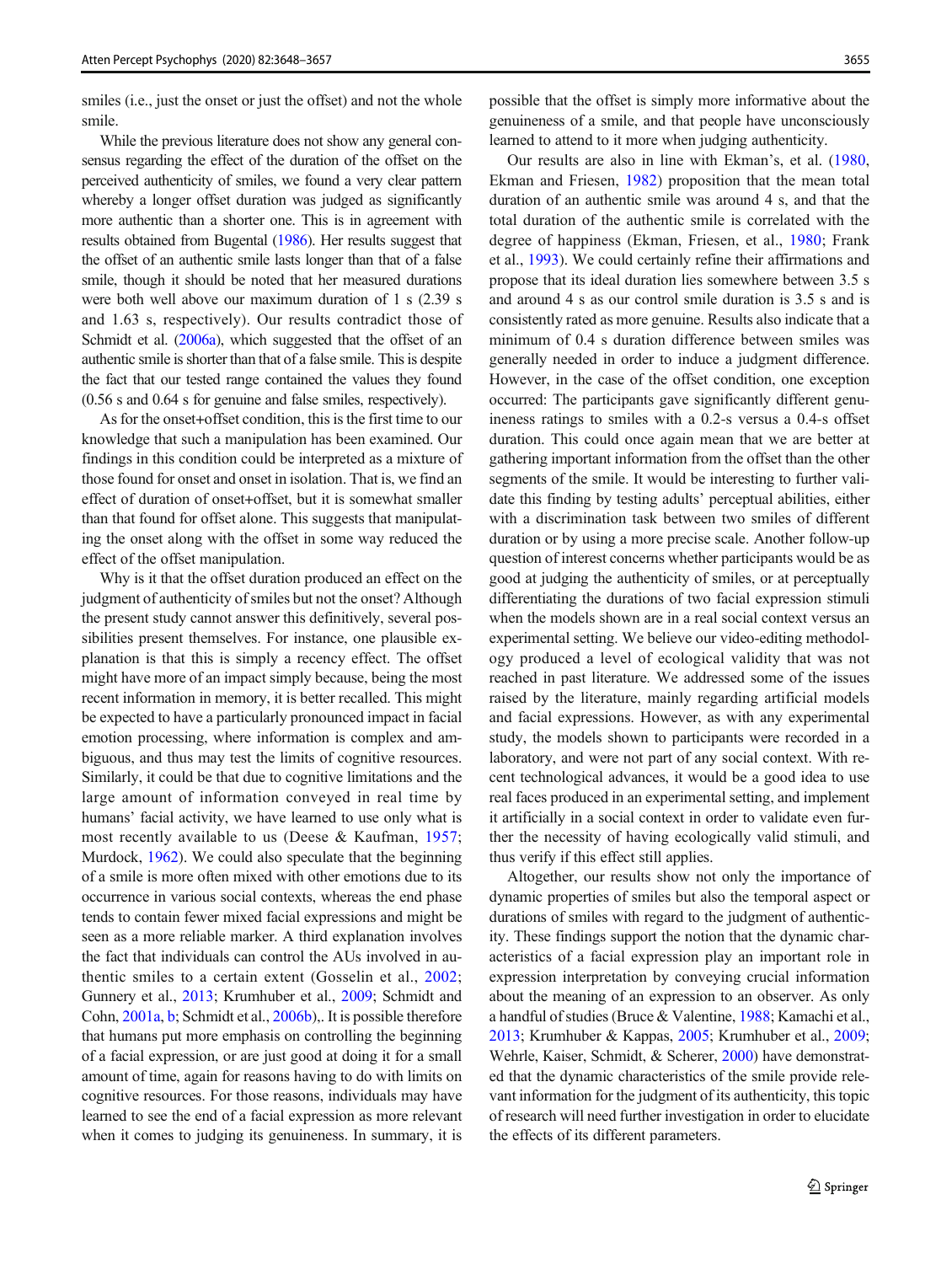smiles (i.e., just the onset or just the offset) and not the whole smile.

While the previous literature does not show any general consensus regarding the effect of the duration of the offset on the perceived authenticity of smiles, we found a very clear pattern whereby a longer offset duration was judged as significantly more authentic than a shorter one. This is in agreement with results obtained from Bugental (1986). Her results suggest that the offset of an authentic smile lasts longer than that of a false smile, though it should be noted that her measured durations were both well above our maximum duration of 1 s (2.39 s and 1.63 s, respectively). Our results contradict those of Schmidt et al. (2006a), which suggested that the offset of an authentic smile is shorter than that of a false smile. This is despite the fact that our tested range contained the values they found (0.56 s and 0.64 s for genuine and false smiles, respectively).

As for the onset+offset condition, this is the first time to our knowledge that such a manipulation has been examined. Our findings in this condition could be interpreted as a mixture of those found for onset and onset in isolation. That is, we find an effect of duration of onset+offset, but it is somewhat smaller than that found for offset alone. This suggests that manipulating the onset along with the offset in some way reduced the effect of the offset manipulation.

Why is it that the offset duration produced an effect on the judgment of authenticity of smiles but not the onset? Although the present study cannot answer this definitively, several possibilities present themselves. For instance, one plausible explanation is that this is simply a recency effect. The offset might have more of an impact simply because, being the most recent information in memory, it is better recalled. This might be expected to have a particularly pronounced impact in facial emotion processing, where information is complex and ambiguous, and thus may test the limits of cognitive resources. Similarly, it could be that due to cognitive limitations and the large amount of information conveyed in real time by humans' facial activity, we have learned to use only what is most recently available to us (Deese & Kaufman, 1957; Murdock, 1962). We could also speculate that the beginning of a smile is more often mixed with other emotions due to its occurrence in various social contexts, whereas the end phase tends to contain fewer mixed facial expressions and might be seen as a more reliable marker. A third explanation involves the fact that individuals can control the AUs involved in authentic smiles to a certain extent (Gosselin et al., 2002; Gunnery et al., 2013; Krumhuber et al., 2009; Schmidt and Cohn, 2001a, b; Schmidt et al., 2006b),. It is possible therefore that humans put more emphasis on controlling the beginning of a facial expression, or are just good at doing it for a small amount of time, again for reasons having to do with limits on cognitive resources. For those reasons, individuals may have learned to see the end of a facial expression as more relevant when it comes to judging its genuineness. In summary, it is possible that the offset is simply more informative about the genuineness of a smile, and that people have unconsciously learned to attend to it more when judging authenticity.

Our results are also in line with Ekman's, et al. (1980, Ekman and Friesen, 1982) proposition that the mean total duration of an authentic smile was around 4 s, and that the total duration of the authentic smile is correlated with the degree of happiness (Ekman, Friesen, et al., 1980; Frank et al., 1993). We could certainly refine their affirmations and propose that its ideal duration lies somewhere between 3.5 s and around 4 s as our control smile duration is 3.5 s and is consistently rated as more genuine. Results also indicate that a minimum of 0.4 s duration difference between smiles was generally needed in order to induce a judgment difference. However, in the case of the offset condition, one exception occurred: The participants gave significantly different genuineness ratings to smiles with a 0.2-s versus a 0.4-s offset duration. This could once again mean that we are better at gathering important information from the offset than the other segments of the smile. It would be interesting to further validate this finding by testing adults' perceptual abilities, either with a discrimination task between two smiles of different duration or by using a more precise scale. Another follow-up question of interest concerns whether participants would be as good at judging the authenticity of smiles, or at perceptually differentiating the durations of two facial expression stimuli when the models shown are in a real social context versus an experimental setting. We believe our video-editing methodology produced a level of ecological validity that was not reached in past literature. We addressed some of the issues raised by the literature, mainly regarding artificial models and facial expressions. However, as with any experimental study, the models shown to participants were recorded in a laboratory, and were not part of any social context. With recent technological advances, it would be a good idea to use real faces produced in an experimental setting, and implement it artificially in a social context in order to validate even further the necessity of having ecologically valid stimuli, and thus verify if this effect still applies.

Altogether, our results show not only the importance of dynamic properties of smiles but also the temporal aspect or durations of smiles with regard to the judgment of authenticity. These findings support the notion that the dynamic characteristics of a facial expression play an important role in expression interpretation by conveying crucial information about the meaning of an expression to an observer. As only a handful of studies (Bruce & Valentine, 1988; Kamachi et al., 2013; Krumhuber & Kappas, 2005; Krumhuber et al., 2009; Wehrle, Kaiser, Schmidt, & Scherer, 2000) have demonstrated that the dynamic characteristics of the smile provide relevant information for the judgment of its authenticity, this topic of research will need further investigation in order to elucidate the effects of its different parameters.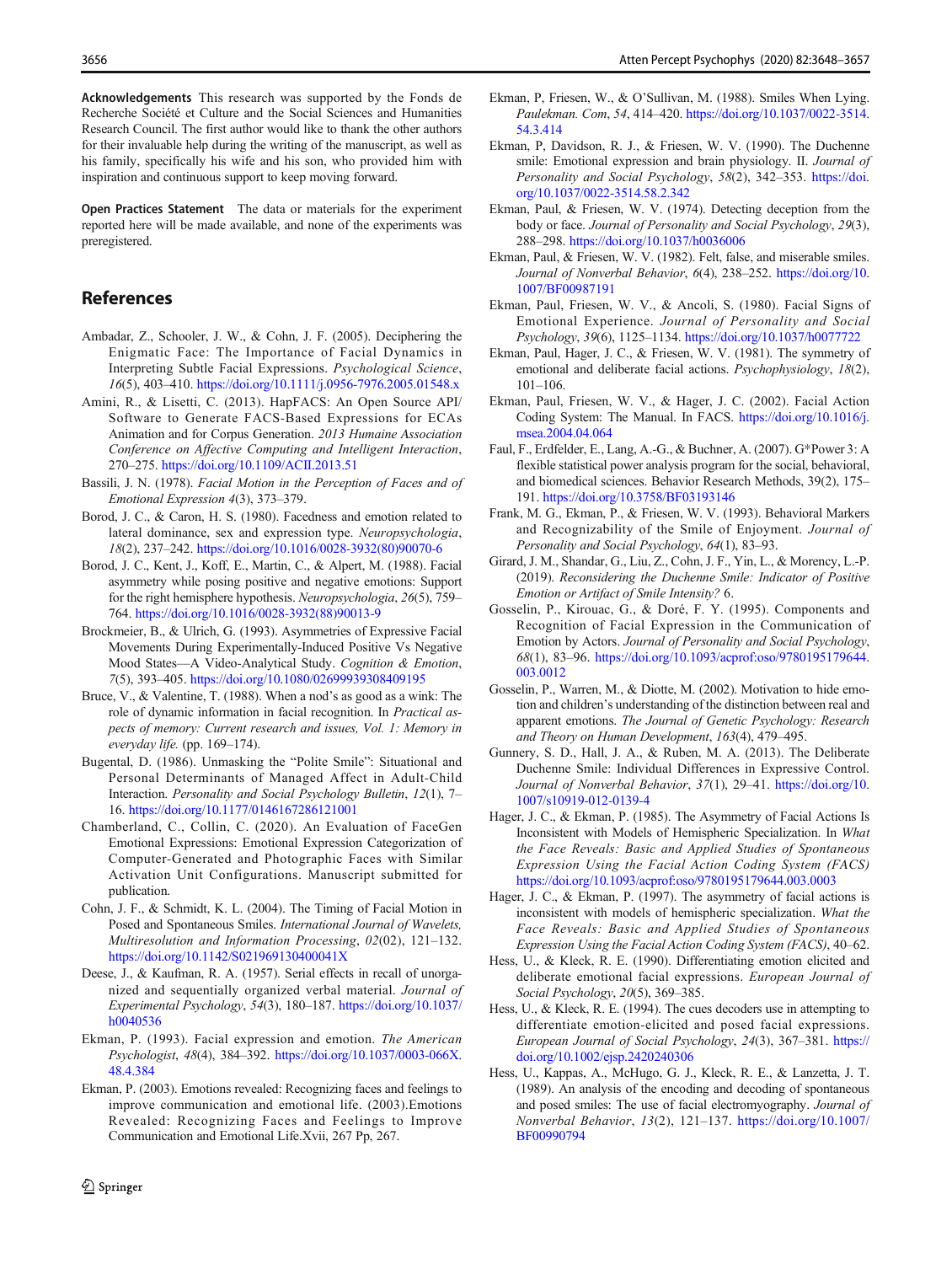**Acknowledgements** This research was supported by the Fonds de Recherche Société et Culture and the Social Sciences and Humanities Research Council. The first author would like to thank the other authors for their invaluable help during the writing of the manuscript, as well as his family, specifically his wife and his son, who provided him with inspiration and continuous support to keep moving forward.

**Open Practices Statement** The data or materials for the experiment reported here will be made available, and none of the experiments was preregistered.

## References

Ambadar, Z., Schooler, J. W., & Cohn, J. F. (2005). Deciphering the Enigmatic Face: The Importance of Facial Dynamics in Interpreting Subtle Facial Expressions. *Psychological Science*, *16*(5), 403–410. https://doi.org/10.1111/j.0956-7976.2005.01548.x

Amini, R., & Lisetti, C. (2013). HapFACS: An Open Source API/Software to Generate FACS-Based Expressions for ECAs Animation and for Corpus Generation. *2013 Humaine Association Conference on Affective Computing and Intelligent Interaction*, 270–275. https://doi.org/10.1109/ACII.2013.51

Bassili, J. N. (1978). *Facial Motion in the Perception of Faces and of Emotional Expression 4*(3), 373–379.

Borod, J. C., & Caron, H. S. (1980). Facedness and emotion related to lateral dominance, sex and expression type. *Neuropsychologia*, *18*(2), 237–242. https://doi.org/10.1016/0028-3932(80)90070-6

Borod, J. C., Kent, J., Koff, E., Martin, C., & Alpert, M. (1988). Facial asymmetry while posing positive and negative emotions: Support for the right hemisphere hypothesis. *Neuropsychologia*, *26*(5), 759–764. https://doi.org/10.1016/0028-3932(88)90013-9

Brockmeier, B., & Ulrich, G. (1993). Asymmetries of Expressive Facial Movements During Experimentally-Induced Positive Vs Negative Mood States—A Video-Analytical Study. *Cognition & Emotion*, *7*(5), 393–405. https://doi.org/10.1080/02699939308409195

Bruce, V., & Valentine, T. (1988). When a nod's as good as a wink: The role of dynamic information in facial recognition. In *Practical aspects of memory: Current research and issues, Vol. 1: Memory in everyday life.* (pp. 169–174).

Bugental, D. (1986). Unmasking the "Polite Smile": Situational and Personal Determinants of Managed Affect in Adult-Child Interaction. *Personality and Social Psychology Bulletin*, *12*(1), 7–16. https://doi.org/10.1177/0146167286121001

Chamberland, C., Collin, C. (2020). An Evaluation of FaceGen Emotional Expressions: Emotional Expression Categorization of Computer-Generated and Photographic Faces with Similar Activation Unit Configurations. Manuscript submitted for publication.

Cohn, J. F., & Schmidt, K. L. (2004). The Timing of Facial Motion in Posed and Spontaneous Smiles. *International Journal of Wavelets, Multiresolution and Information Processing*, *02*(02), 121–132. https://doi.org/10.1142/S021969130400041X

Deese, J., & Kaufman, R. A. (1957). Serial effects in recall of unorganized and sequentially organized verbal material. *Journal of Experimental Psychology*, *54*(3), 180–187. https://doi.org/10.1037/h0040536

Ekman, P. (1993). Facial expression and emotion. *The American Psychologist*, *48*(4), 384–392. https://doi.org/10.1037/0003-066X.48.4.384

Ekman, P. (2003). Emotions revealed: Recognizing faces and feelings to improve communication and emotional life. (2003).Emotions Revealed: Recognizing Faces and Feelings to Improve Communication and Emotional Life.Xvii, 267 Pp, 267.

Ekman, P, Friesen, W., & O'Sullivan, M. (1988). Smiles When Lying. *Paulekman. Com*, *54*, 414–420. https://doi.org/10.1037/0022-3514.54.3.414

Ekman, P, Davidson, R. J., & Friesen, W. V. (1990). The Duchenne smile: Emotional expression and brain physiology. II. *Journal of Personality and Social Psychology*, *58*(2), 342–353. https://doi.org/10.1037/0022-3514.58.2.342

Ekman, Paul, & Friesen, W. V. (1974). Detecting deception from the body or face. *Journal of Personality and Social Psychology*, *29*(3), 288–298. https://doi.org/10.1037/h0036006

Ekman, Paul, & Friesen, W. V. (1982). Felt, false, and miserable smiles. *Journal of Nonverbal Behavior*, *6*(4), 238–252. https://doi.org/10.1007/BF00987191

Ekman, Paul, Friesen, W. V., & Ancoli, S. (1980). Facial Signs of Emotional Experience. *Journal of Personality and Social Psychology*, *39*(6), 1125–1134. https://doi.org/10.1037/h0077722

Ekman, Paul, Hager, J. C., & Friesen, W. V. (1981). The symmetry of emotional and deliberate facial actions. *Psychophysiology*, *18*(2), 101–106.

Ekman, Paul, Friesen, W. V., & Hager, J. C. (2002). Facial Action Coding System: The Manual. In FACS. https://doi.org/10.1016/j.msea.2004.04.064

Faul, F., Erdfelder, E., Lang, A.-G., & Buchner, A. (2007). G*Power 3: A flexible statistical power analysis program for the social, behavioral, and biomedical sciences. Behavior Research Methods, 39(2), 175–191. https://doi.org/10.3758/BF03193146

Frank, M. G., Ekman, P., & Friesen, W. V. (1993). Behavioral Markers and Recognizability of the Smile of Enjoyment. *Journal of Personality and Social Psychology*, *64*(1), 83–93.

Girard, J. M., Shandar, G., Liu, Z., Cohn, J. F., Yin, L., & Morency, L.-P. (2019). *Reconsidering the Duchenne Smile: Indicator of Positive Emotion or Artifact of Smile Intensity?* 6.

Gosselin, P., Kirouac, G., & Doré, F. Y. (1995). Components and Recognition of Facial Expression in the Communication of Emotion by Actors. *Journal of Personality and Social Psychology*, *68*(1), 83–96. https://doi.org/10.1093/acprof:oso/9780195179644.003.0012

Gosselin, P., Warren, M., & Diotte, M. (2002). Motivation to hide emotion and children's understanding of the distinction between real and apparent emotions. *The Journal of Genetic Psychology: Research and Theory on Human Development*, *163*(4), 479–495.

Gunnery, S. D., Hall, J. A., & Ruben, M. A. (2013). The Deliberate Duchenne Smile: Individual Differences in Expressive Control. *Journal of Nonverbal Behavior*, *37*(1), 29–41. https://doi.org/10.1007/s10919-012-0139-4

Hager, J. C., & Ekman, P. (1985). The Asymmetry of Facial Actions Is Inconsistent with Models of Hemispheric Specialization. In *What the Face Reveals: Basic and Applied Studies of Spontaneous Expression Using the Facial Action Coding System (FACS)* https://doi.org/10.1093/acprof:oso/9780195179644.003.0003

Hager, J. C., & Ekman, P. (1997). The asymmetry of facial actions is inconsistent with models of hemispheric specialization. *What the Face Reveals: Basic and Applied Studies of Spontaneous Expression Using the Facial Action Coding System (FACS)*, 40–62.

Hess, U., & Kleck, R. E. (1990). Differentiating emotion elicited and deliberate emotional facial expressions. *European Journal of Social Psychology*, *20*(5), 369–385.

Hess, U., & Kleck, R. E. (1994). The cues decoders use in attempting to differentiate emotion-elicited and posed facial expressions. *European Journal of Social Psychology*, *24*(3), 367–381. https://doi.org/10.1002/ejsp.2420240306

Hess, U., Kappas, A., McHugo, G. J., Kleck, R. E., & Lanzetta, J. T. (1989). An analysis of the encoding and decoding of spontaneous and posed smiles: The use of facial electromyography. *Journal of Nonverbal Behavior*, *13*(2), 121–137. https://doi.org/10.1007/BF00990794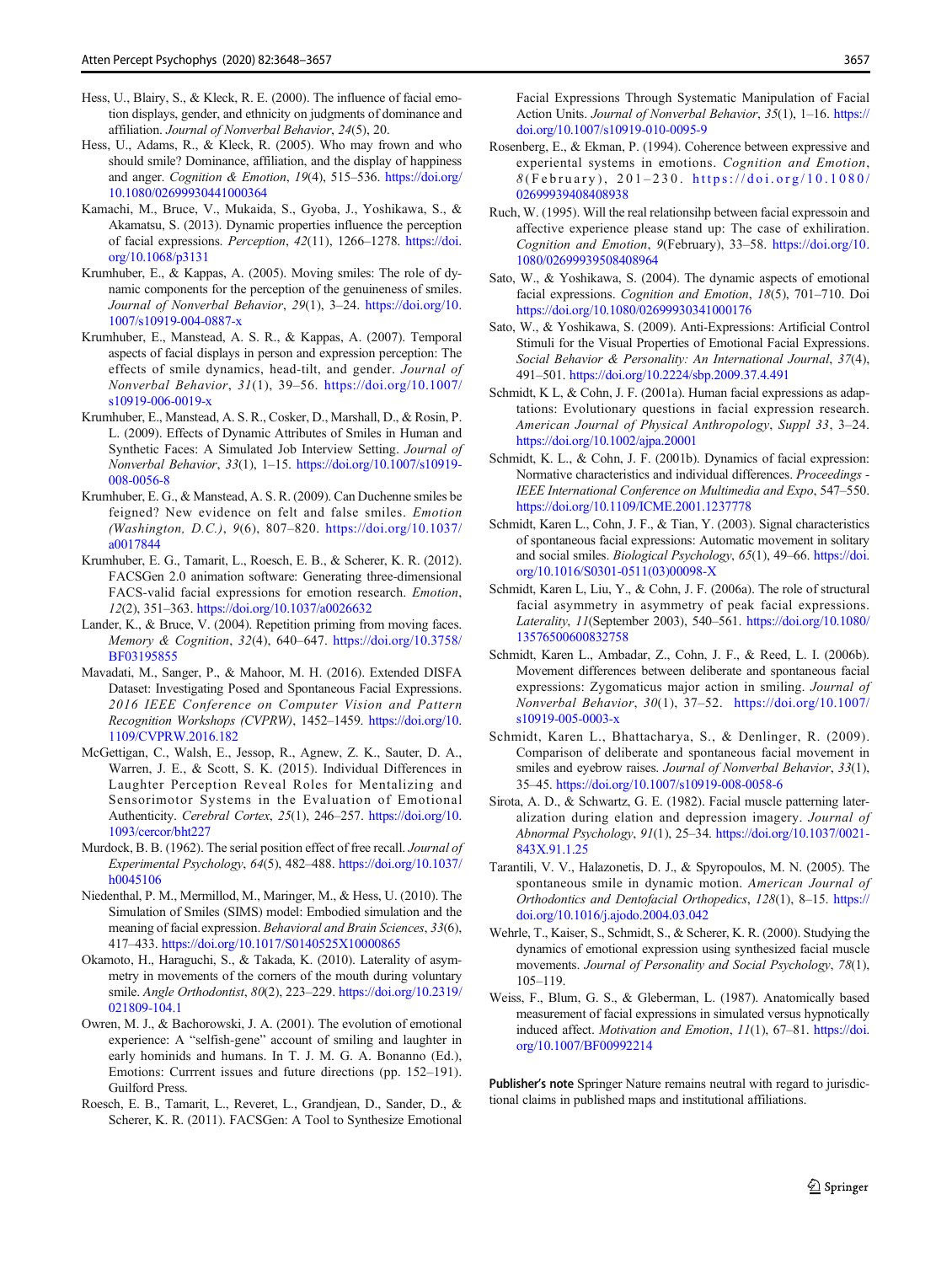Hess, U., Blairy, S., & Kleck, R. E. (2000). The influence of facial emotion displays, gender, and ethnicity on judgments of dominance and affiliation. *Journal of Nonverbal Behavior*, *24*(5), 20.

Hess, U., Adams, R., & Kleck, R. (2005). Who may frown and who should smile? Dominance, affiliation, and the display of happiness and anger. *Cognition & Emotion*, *19*(4), 515–536. https://doi.org/10.1080/02699930441000364

Kamachi, M., Bruce, V., Mukaida, S., Gyoba, J., Yoshikawa, S., & Akamatsu, S. (2013). Dynamic properties influence the perception of facial expressions. *Perception*, *42*(11), 1266–1278. https://doi.org/10.1068/p3131

Krumhuber, E., & Kappas, A. (2005). Moving smiles: The role of dynamic components for the perception of the genuineness of smiles. *Journal of Nonverbal Behavior*, *29*(1), 3–24. https://doi.org/10.1007/s10919-004-0887-x

Krumhuber, E., Manstead, A. S. R., & Kappas, A. (2007). Temporal aspects of facial displays in person and expression perception: The effects of smile dynamics, head-tilt, and gender. *Journal of Nonverbal Behavior*, *31*(1), 39–56. https://doi.org/10.1007/s10919-006-0019-x

Krumhuber, E., Manstead, A. S. R., Cosker, D., Marshall, D., & Rosin, P. L. (2009). Effects of Dynamic Attributes of Smiles in Human and Synthetic Faces: A Simulated Job Interview Setting. *Journal of Nonverbal Behavior*, *33*(1), 1–15. https://doi.org/10.1007/s10919-008-0056-8

Krumhuber, E. G., & Manstead, A. S. R. (2009). Can Duchenne smiles be feigned? New evidence on felt and false smiles. *Emotion (Washington, D.C.)*, *9*(6), 807–820. https://doi.org/10.1037/a0017844

Krumhuber, E. G., Tamarit, L., Roesch, E. B., & Scherer, K. R. (2012). FACSGen 2.0 animation software: Generating three-dimensional FACS-valid facial expressions for emotion research. *Emotion*, *12*(2), 351–363. https://doi.org/10.1037/a0026632

Lander, K., & Bruce, V. (2004). Repetition priming from moving faces. *Memory & Cognition*, *32*(4), 640–647. https://doi.org/10.3758/BF03195855

Mavadati, M., Sanger, P., & Mahoor, M. H. (2016). Extended DISFA Dataset: Investigating Posed and Spontaneous Facial Expressions. *2016 IEEE Conference on Computer Vision and Pattern Recognition Workshops (CVPRW)*, 1452–1459. https://doi.org/10.1109/CVPRW.2016.182

McGettigan, C., Walsh, E., Jessop, R., Agnew, Z. K., Sauter, D. A., Warren, J. E., & Scott, S. K. (2015). Individual Differences in Laughter Perception Reveal Roles for Mentalizing and Sensorimotor Systems in the Evaluation of Emotional Authenticity. *Cerebral Cortex*, *25*(1), 246–257. https://doi.org/10.1093/cercor/bht227

Murdock, B. B. (1962). The serial position effect of free recall. *Journal of Experimental Psychology*, *64*(5), 482–488. https://doi.org/10.1037/h0045106

Niedenthal, P. M., Mermillod, M., Maringer, M., & Hess, U. (2010). The Simulation of Smiles (SIMS) model: Embodied simulation and the meaning of facial expression. *Behavioral and Brain Sciences*, *33*(6), 417–433. https://doi.org/10.1017/S0140525X10000865

Okamoto, H., Haraguchi, S., & Takada, K. (2010). Laterality of asymmetry in movements of the corners of the mouth during voluntary smile. *Angle Orthodontist*, *80*(2), 223–229. https://doi.org/10.2319/021809-104.1

Owren, M. J., & Bachorowski, J. A. (2001). The evolution of emotional experience: A "selfish-gene" account of smiling and laughter in early hominids and humans. In T. J. M. G. A. Bonanno (Ed.), Emotions: Currrent issues and future directions (pp. 152–191). Guilford Press.

Roesch, E. B., Tamarit, L., Reveret, L., Grandjean, D., Sander, D., & Scherer, K. R. (2011). FACSGen: A Tool to Synthesize Emotional Facial Expressions Through Systematic Manipulation of Facial Action Units. *Journal of Nonverbal Behavior*, *35*(1), 1–16. https://doi.org/10.1007/s10919-010-0095-9

Rosenberg, E., & Ekman, P. (1994). Coherence between expressive and experiential systems in emotions. *Cognition and Emotion*, *8*(February), 201–230. https://doi.org/10.1080/02699939408408938

Ruch, W. (1995). Will the real relationsihp between facial expressoin and affective experience please stand up: The case of exhilration. *Cognition and Emotion*, *9*(February), 33–58. https://doi.org/10.1080/02699939508408964

Sato, W., & Yoshikawa, S. (2004). The dynamic aspects of emotional facial expressions. *Cognition and Emotion*, *18*(5), 701–710. Doi https://doi.org/10.1080/02699930341000176

Sato, W., & Yoshikawa, S. (2009). Anti-Expressions: Artificial Control Stimuli for the Visual Properties of Emotional Facial Expressions. *Social Behavior & Personality: An International Journal*, *37*(4), 491–501. https://doi.org/10.2224/sbp.2009.37.4.491

Schmidt, K L, & Cohn, J. F. (2001a). Human facial expressions as adaptations: Evolutionary questions in facial expression research. *American Journal of Physical Anthropology*, *Suppl 33*, 3–24. https://doi.org/10.1002/ajpa.20001

Schmidt, K. L., & Cohn, J. F. (2001b). Dynamics of facial expression: Normative characteristics and individual differences. *Proceedings - IEEE International Conference on Multimedia and Expo*, 547–550. https://doi.org/10.1109/ICME.2001.1237778

Schmidt, Karen L., Cohn, J. F., & Tian, Y. (2003). Signal characteristics of spontaneous facial expressions: Automatic movement in solitary and social smiles. *Biological Psychology*, *65*(1), 49–66. https://doi.org/10.1016/S0301-0511(03)00098-X

Schmidt, Karen L, Liu, Y., & Cohn, J. F. (2006a). The role of structural facial asymmetry in asymmetry of peak facial expressions. *Laterality*, *11*(September 2003), 540–561. https://doi.org/10.1080/13576500600832758

Schmidt, Karen L., Ambadar, Z., Cohn, J. F., & Reed, L. I. (2006b). Movement differences between deliberate and spontaneous facial expressions: Zygomaticus major action in smiling. *Journal of Nonverbal Behavior*, *30*(1), 37–52. https://doi.org/10.1007/s10919-005-0003-x

Schmidt, Karen L., Bhattacharya, S., & Denlinger, R. (2009). Comparison of deliberate and spontaneous facial movement in smiles and eyebrow raises. *Journal of Nonverbal Behavior*, *33*(1), 35–45. https://doi.org/10.1007/s10919-008-0058-6

Sirota, A. D., & Schwartz, G. E. (1982). Facial muscle patterning lateralization during elation and depression imagery. *Journal of Abnormal Psychology*, *91*(1), 25–34. https://doi.org/10.1037/0021-843X.91.1.25

Tarantili, V. V., Halazonetis, D. J., & Spyropoulos, M. N. (2005). The spontaneous smile in dynamic motion. *American Journal of Orthodontics and Dentofacial Orthopedics*, *128*(1), 8–15. https://doi.org/10.1016/j.ajodo.2004.03.042

Wehrle, T., Kaiser, S., Schmidt, S., & Scherer, K. R. (2000). Studying the dynamics of emotional expression using synthesized facial muscle movements. *Journal of Personality and Social Psychology*, *78*(1), 105–119.

Weiss, F., Blum, G. S., & Gleberman, L. (1987). Anatomically based measurement of facial expressions in simulated versus hypnotically induced affect. *Motivation and Emotion*, *11*(1), 67–81. https://doi.org/10.1007/BF00992214

**Publisher's note** Springer Nature remains neutral with regard to jurisdictional claims in published maps and institutional affiliations.